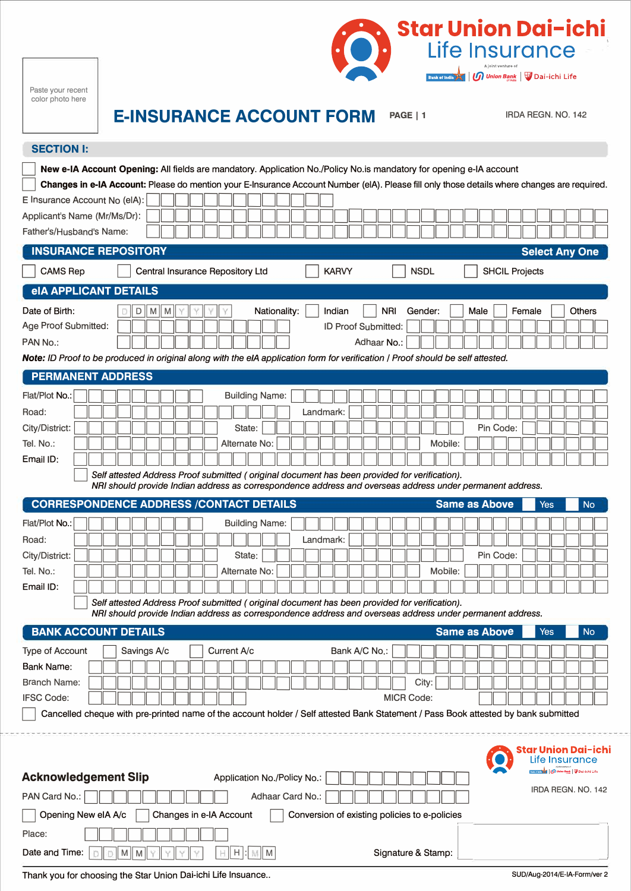Paste your recent color photo here

**Star Union Dai-ichi Life Insurance**

A joint venture of Bank of India | Union Bank of India | Dai-ichi Life

# E-INSURANCE ACCOUNT FORM

PAGE | 1

IRDA REGN. NO. 142

## SECTION I:

☐ **New e-IA Account Opening:** All fields are mandatory. Application No./Policy No.is mandatory for opening e-IA account

☐ **Changes in e-IA Account:** Please do mention your E-Insurance Account Number (eIA). Please fill only those details where changes are required.

E Insurance Account No (eIA):

Applicant's Name (Mr/Ms/Dr):

Father's/Husband's Name:

## INSURANCE REPOSITORY

**Select Any One**

☐ CAMS Rep ☐ Central Insurance Repository Ltd ☐ KARVY ☐ NSDL ☐ SHCIL Projects

## eIA APPLICANT DETAILS

Date of Birth: D D M M Y Y Y Y

Nationality: ☐ Indian ☐ NRI

Gender: ☐ Male ☐ Female ☐ Others

Age Proof Submitted:

ID Proof Submitted:

PAN No.:

Adhaar No.:

***Note:*** *ID Proof to be produced in original along with the eIA application form for verification / Proof should be self attested.*

## PERMANENT ADDRESS

Flat/Plot No.:

Building Name:

Road:

Landmark:

City/District:

State:

Pin Code:

Tel. No.:

Alternate No:

Mobile:

Email ID:

☐ *Self attested Address Proof submitted ( original document has been provided for verification).*
*NRI should provide Indian address as correspondence address and overseas address under permanent address.*

## CORRESPONDENCE ADDRESS /CONTACT DETAILS

**Same as Above** ☐ Yes ☐ No

Flat/Plot No.:

Building Name:

Road:

Landmark:

City/District:

State:

Pin Code:

Tel. No.:

Alternate No:

Mobile:

Email ID:

☐ *Self attested Address Proof submitted ( original document has been provided for verification).*
*NRI should provide Indian address as correspondence address and overseas address under permanent address.*

## BANK ACCOUNT DETAILS

**Same as Above** ☐ Yes ☐ No

Type of Account ☐ Savings A/c ☐ Current A/c

Bank A/C No.:

Bank Name:

Branch Name:

City:

IFSC Code:

MICR Code:

☐ Cancelled cheque with pre-printed name of the account holder / Self attested Bank Statement / Pass Book attested by bank submitted

---

**Star Union Dai-ichi Life Insurance**

IRDA REGN. NO. 142

## Acknowledgement Slip

Application No./Policy No.:

PAN Card No.:

Adhaar Card No.:

☐ Opening New eIA A/c ☐ Changes in e-IA Account ☐ Conversion of existing policies to e-policies

Place:

Date and Time: D D M M Y Y Y Y H H : M M

Signature & Stamp:

Thank you for choosing the Star Union Dai-ichi Life Insuance..

SUD/Aug-2014/E-IA-Form/ver 2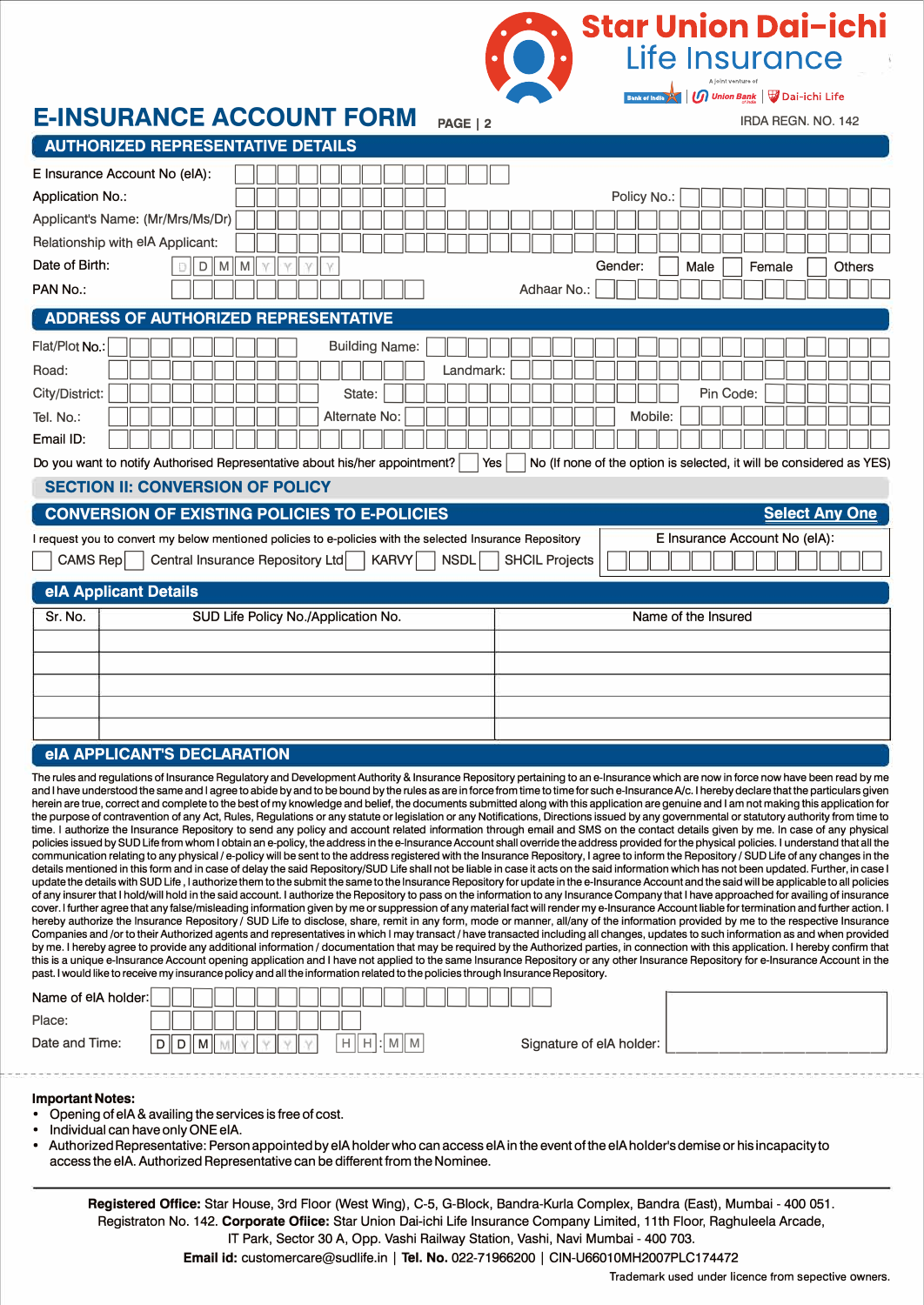Star Union Dai-ichi Life Insurance

A joint venture of Bank of India | Union Bank of India | Dai-ichi Life

# E-INSURANCE ACCOUNT FORM

PAGE | 2

IRDA REGN. NO. 142

## AUTHORIZED REPRESENTATIVE DETAILS

E Insurance Account No (eIA):

Application No.: Policy No.:

Applicant's Name: (Mr/Mrs/Ms/Dr)

Relationship with eIA Applicant:

Date of Birth: D D M M Y Y Y Y Gender: ☐ Male ☐ Female ☐ Others

PAN No.: Adhaar No.:

## ADDRESS OF AUTHORIZED REPRESENTATIVE

Flat/Plot No.: Building Name:

Road: Landmark:

City/District: State: Pin Code:

Tel. No.: Alternate No: Mobile:

Email ID:

Do you want to notify Authorised Representative about his/her appointment? ☐ Yes ☐ No (If none of the option is selected, it will be considered as YES)

## SECTION II: CONVERSION OF POLICY

## CONVERSION OF EXISTING POLICIES TO E-POLICIES

**Select Any One**

I request you to convert my below mentioned policies to e-policies with the selected Insurance Repository

☐ CAMS Rep ☐ Central Insurance Repository Ltd ☐ KARVY ☐ NSDL ☐ SHCIL Projects

E Insurance Account No (eIA):

## eIA Applicant Details

| Sr. No. | SUD Life Policy No./Application No. | Name of the Insured |
|---|---|---|
| | | |
| | | |
| | | |
| | | |
| | | |

## eIA APPLICANT'S DECLARATION

The rules and regulations of Insurance Regulatory and Development Authority & Insurance Repository pertaining to an e-Insurance which are now in force now have been read by me and I have understood the same and I agree to abide by and to be bound by the rules as are in force from time to time for such e-Insurance A/c. I hereby declare that the particulars given herein are true, correct and complete to the best of my knowledge and belief, the documents submitted along with this application are genuine and I am not making this application for the purpose of contravention of any Act, Rules, Regulations or any statute or legislation or any Notifications, Directions issued by any governmental or statutory authority from time to time. I authorize the Insurance Repository to send any policy and account related information through email and SMS on the contact details given by me. In case of any physical policies issued by SUD Life from whom I obtain an e-policy, the address in the e-Insurance Account shall override the address provided for the physical policies. I understand that all the communication relating to any physical / e-policy will be sent to the address registered with the Insurance Repository, I agree to inform the Repository / SUD Life of any changes in the details mentioned in this form and in case of delay the said Repository/SUD Life shall not be liable in case it acts on the said information which has not been updated. Further, in case I update the details with SUD Life , I authorize them to the submit the same to the Insurance Repository for update in the e-Insurance Account and the said will be applicable to all policies of any insurer that I hold/will hold in the said account. I authorize the Repository to pass on the information to any Insurance Company that I have approached for availing of insurance cover. I further agree that any false/misleading information given by me or suppression of any material fact will render my e-Insurance Account liable for termination and further action. I hereby authorize the Insurance Repository / SUD Life to disclose, share, remit in any form, mode or manner, all/any of the information provided by me to the respective Insurance Companies and /or to their Authorized agents and representatives in which I may transact / have transacted including all changes, updates to such information as and when provided by me. I hereby agree to provide any additional information / documentation that may be required by the Authorized parties, in connection with this application. I hereby confirm that this is a unique e-Insurance Account opening application and I have not applied to the same Insurance Repository or any other Insurance Repository for e-Insurance Account in the past. I would like to receive my insurance policy and all the information related to the policies through Insurance Repository.

Name of eIA holder:

Place:

Date and Time: D D M M Y Y Y Y H H : M M

Signature of eIA holder:

**Important Notes:**

- Opening of eIA & availing the services is free of cost.
- Individual can have only ONE eIA.
- Authorized Representative: Person appointed by eIA holder who can access eIA in the event of the eIA holder's demise or his incapacity to access the eIA. Authorized Representative can be different from the Nominee.

**Registered Office:** Star House, 3rd Floor (West Wing), C-5, G-Block, Bandra-Kurla Complex, Bandra (East), Mumbai - 400 051. Registraton No. 142. **Corporate Office:** Star Union Dai-ichi Life Insurance Company Limited, 11th Floor, Raghuleela Arcade, IT Park, Sector 30 A, Opp. Vashi Railway Station, Vashi, Navi Mumbai - 400 703.

**Email id:** customercare@sudlife.in | **Tel. No.** 022-71966200 | CIN-U66010MH2007PLC174472

Trademark used under licence from sepective owners.